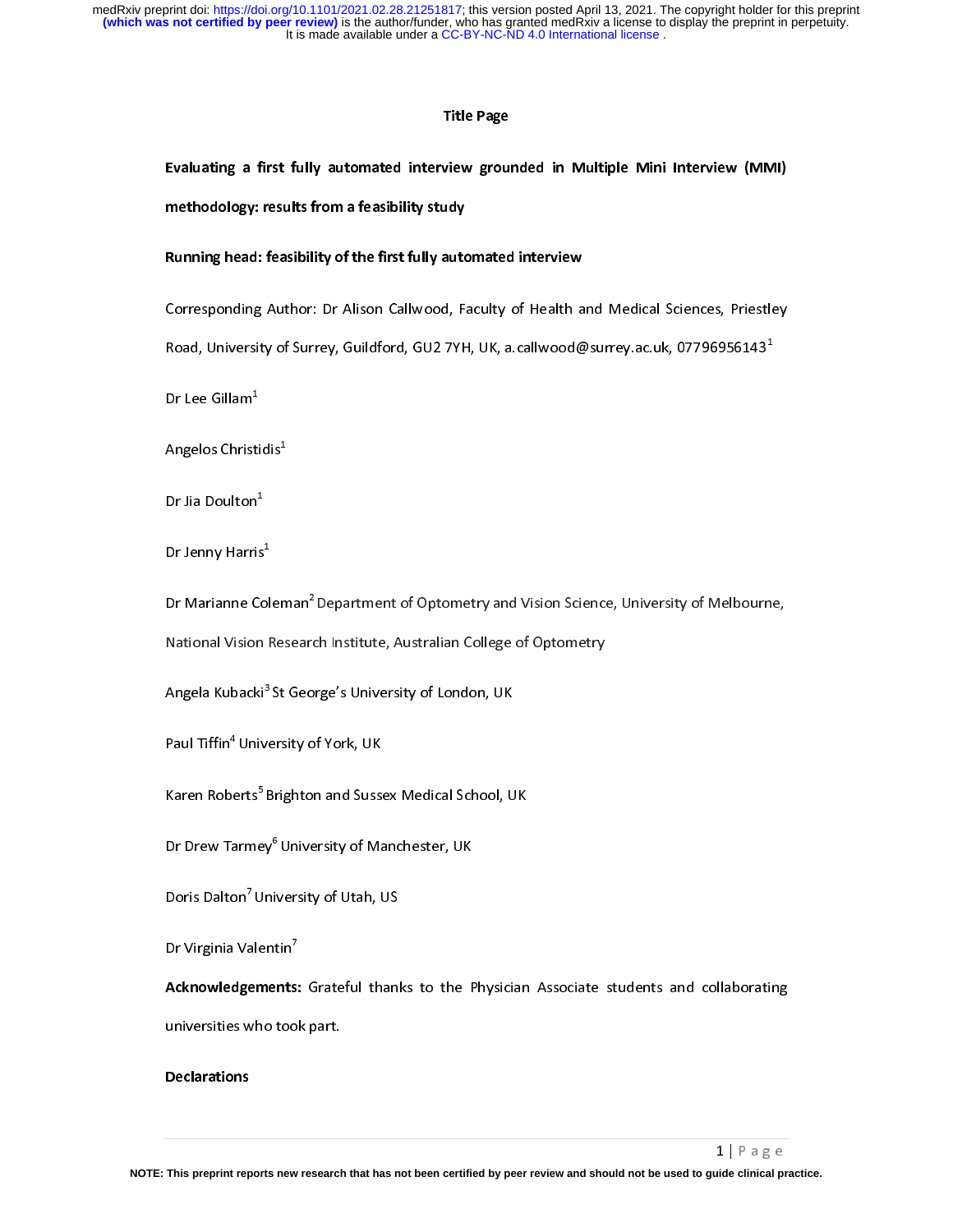# Title Page

**Evaluating a first fully automated interview grounded in Multiple Mini Interview (MMI) methodology: results from a feasibility study**

**Running head: feasibility of the first fully automated interview**

Corresponding Author: Dr Alison Callwood, Faculty of Health and Medical Sciences, Priestley Road, University of Surrey, Guildford, GU2 7YH, UK, a.callwood@surrey.ac.uk, 07796956143[1]

Dr Lee Gillam[1]

Angelos Christidis[1]

Dr Jia Doulton[1]

Dr Jenny Harris[1]

Dr Marianne Coleman[2] Department of Optometry and Vision Science, University of Melbourne, National Vision Research Institute, Australian College of Optometry

Angela Kubacki[3] St George's University of London, UK

Paul Tiffin[4] University of York, UK

Karen Roberts[5] Brighton and Sussex Medical School, UK

Dr Drew Tarmey[6] University of Manchester, UK

Doris Dalton[7] University of Utah, US

Dr Virginia Valentin[7]

**Acknowledgements:** Grateful thanks to the Physician Associate students and collaborating universities who took part.

**Declarations**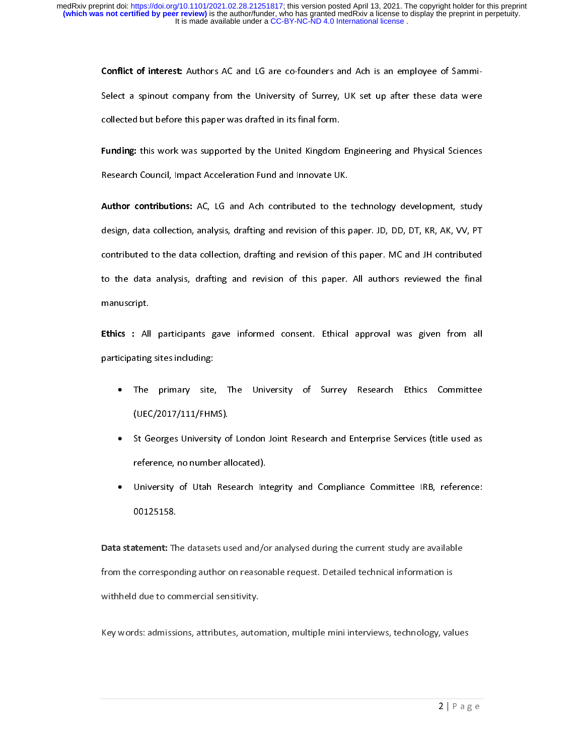**Conflict of interest:** Authors AC and LG are co-founders and Ach is an employee of Sammi-Select a spinout company from the University of Surrey, UK set up after these data were collected but before this paper was drafted in its final form.

**Funding:** this work was supported by the United Kingdom Engineering and Physical Sciences Research Council, Impact Acceleration Fund and Innovate UK.

**Author contributions:** AC, LG and Ach contributed to the technology development, study design, data collection, analysis, drafting and revision of this paper. JD, DD, DT, KR, AK, VV, PT contributed to the data collection, drafting and revision of this paper. MC and JH contributed to the data analysis, drafting and revision of this paper. All authors reviewed the final manuscript.

**Ethics :** All participants gave informed consent. Ethical approval was given from all participating sites including:

- The primary site, The University of Surrey Research Ethics Committee (UEC/2017/111/FHMS).
- St Georges University of London Joint Research and Enterprise Services (title used as reference, no number allocated).
- University of Utah Research Integrity and Compliance Committee IRB, reference: 00125158.

**Data statement:** The datasets used and/or analysed during the current study are available from the corresponding author on reasonable request. Detailed technical information is withheld due to commercial sensitivity.

Key words: admissions, attributes, automation, multiple mini interviews, technology, values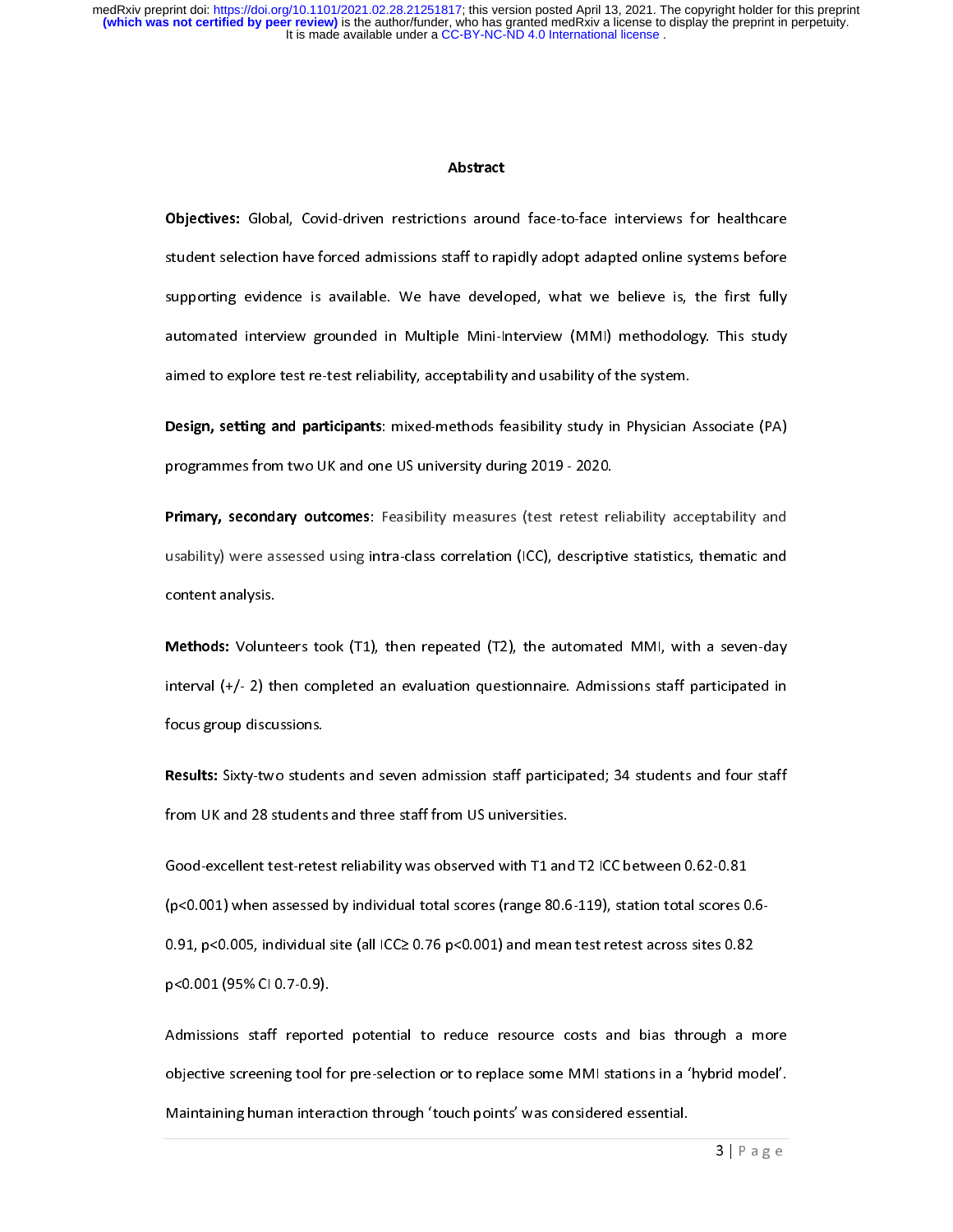## Abstract

**Objectives:** Global, Covid-driven restrictions around face-to-face interviews for healthcare student selection have forced admissions staff to rapidly adopt adapted online systems before supporting evidence is available. We have developed, what we believe is, the first fully automated interview grounded in Multiple Mini-Interview (MMI) methodology. This study aimed to explore test re-test reliability, acceptability and usability of the system.

**Design, setting and participants**: mixed-methods feasibility study in Physician Associate (PA) programmes from two UK and one US university during 2019 - 2020.

**Primary, secondary outcomes**: Feasibility measures (test retest reliability acceptability and usability) were assessed using intra-class correlation (ICC), descriptive statistics, thematic and content analysis.

**Methods:** Volunteers took (T1), then repeated (T2), the automated MMI, with a seven-day interval (+/- 2) then completed an evaluation questionnaire. Admissions staff participated in focus group discussions.

**Results:** Sixty-two students and seven admission staff participated; 34 students and four staff from UK and 28 students and three staff from US universities.

Good-excellent test-retest reliability was observed with T1 and T2 ICC between 0.62-0.81 ($p<0.001$) when assessed by individual total scores (range 80.6-119), station total scores 0.6-0.91, $p<0.005$, individual site (all ICC$\geq$ 0.76 $p<0.001$) and mean test retest across sites 0.82 $p<0.001$ (95% CI 0.7-0.9).

Admissions staff reported potential to reduce resource costs and bias through a more objective screening tool for pre-selection or to replace some MMI stations in a 'hybrid model'. Maintaining human interaction through 'touch points' was considered essential.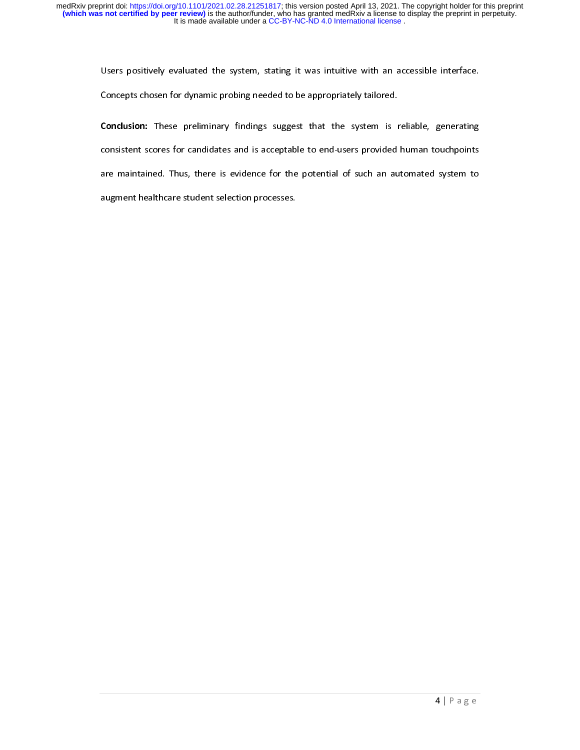Users positively evaluated the system, stating it was intuitive with an accessible interface. Concepts chosen for dynamic probing needed to be appropriately tailored.

**Conclusion:** These preliminary findings suggest that the system is reliable, generating consistent scores for candidates and is acceptable to end-users provided human touchpoints are maintained. Thus, there is evidence for the potential of such an automated system to augment healthcare student selection processes.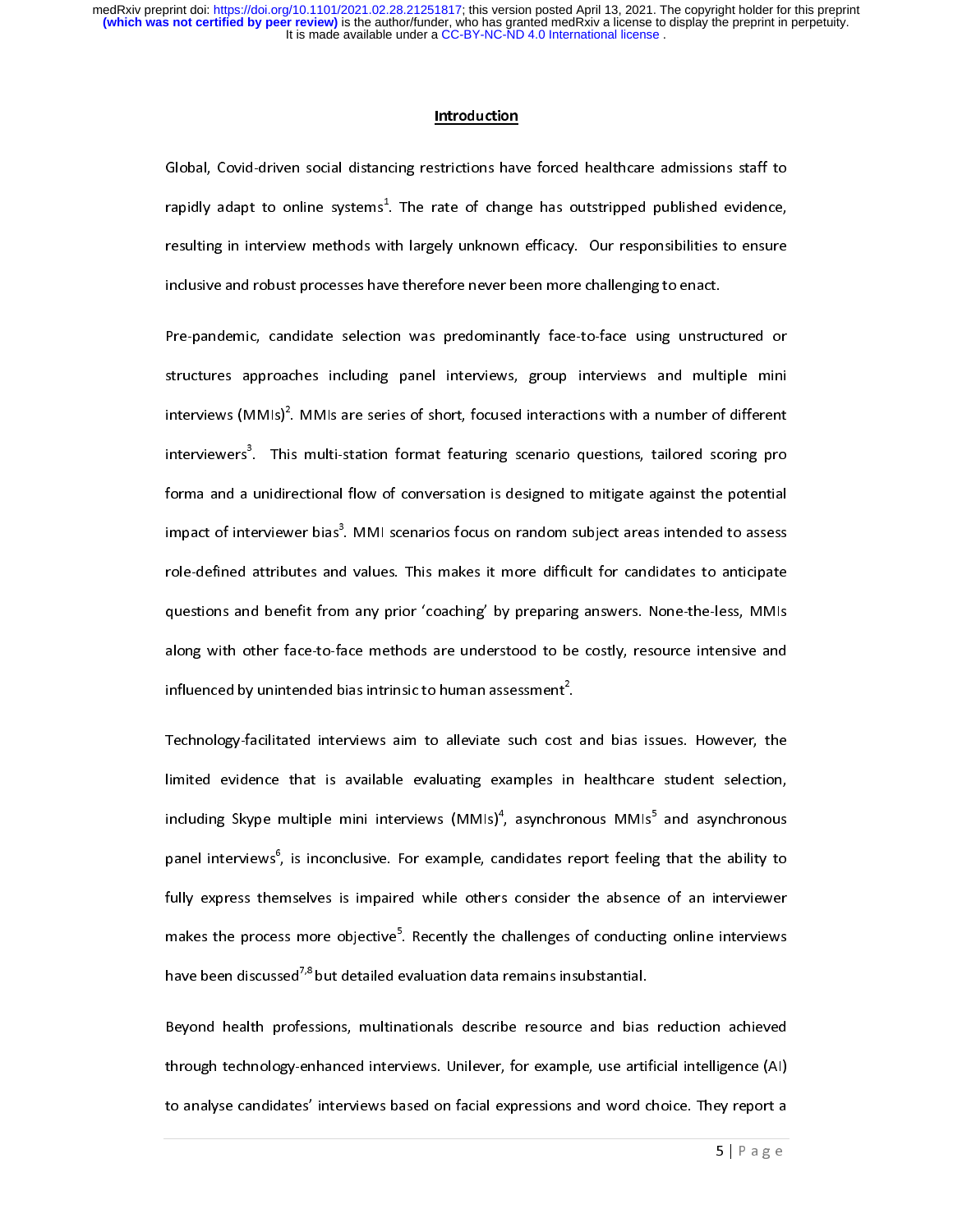## Introduction

Global, Covid-driven social distancing restrictions have forced healthcare admissions staff to rapidly adapt to online systems[1]. The rate of change has outstripped published evidence, resulting in interview methods with largely unknown efficacy. Our responsibilities to ensure inclusive and robust processes have therefore never been more challenging to enact.

Pre-pandemic, candidate selection was predominantly face-to-face using unstructured or structures approaches including panel interviews, group interviews and multiple mini interviews (MMIs)[2]. MMIs are series of short, focused interactions with a number of different interviewers[3]. This multi-station format featuring scenario questions, tailored scoring pro forma and a unidirectional flow of conversation is designed to mitigate against the potential impact of interviewer bias[3]. MMI scenarios focus on random subject areas intended to assess role-defined attributes and values. This makes it more difficult for candidates to anticipate questions and benefit from any prior 'coaching' by preparing answers. None-the-less, MMIs along with other face-to-face methods are understood to be costly, resource intensive and influenced by unintended bias intrinsic to human assessment[2].

Technology-facilitated interviews aim to alleviate such cost and bias issues. However, the limited evidence that is available evaluating examples in healthcare student selection, including Skype multiple mini interviews (MMIs)[4], asynchronous MMIs[5] and asynchronous panel interviews[6], is inconclusive. For example, candidates report feeling that the ability to fully express themselves is impaired while others consider the absence of an interviewer makes the process more objective[5]. Recently the challenges of conducting online interviews have been discussed[7,8] but detailed evaluation data remains insubstantial.

Beyond health professions, multinationals describe resource and bias reduction achieved through technology-enhanced interviews. Unilever, for example, use artificial intelligence (AI) to analyse candidates' interviews based on facial expressions and word choice. They report a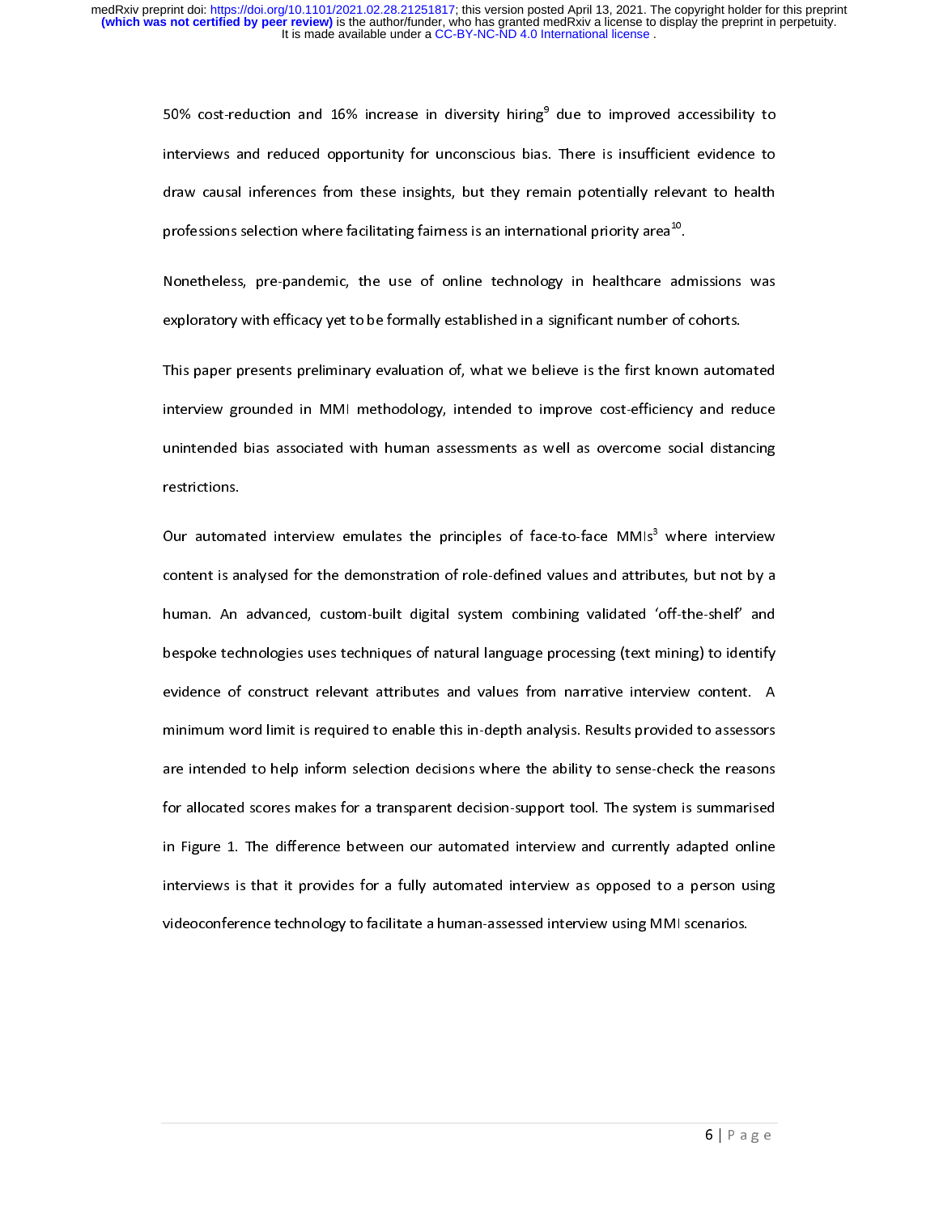50% cost-reduction and 16% increase in diversity hiring[9] due to improved accessibility to interviews and reduced opportunity for unconscious bias. There is insufficient evidence to draw causal inferences from these insights, but they remain potentially relevant to health professions selection where facilitating fairness is an international priority area[10].

Nonetheless, pre-pandemic, the use of online technology in healthcare admissions was exploratory with efficacy yet to be formally established in a significant number of cohorts.

This paper presents preliminary evaluation of, what we believe is the first known automated interview grounded in MMI methodology, intended to improve cost-efficiency and reduce unintended bias associated with human assessments as well as overcome social distancing restrictions.

Our automated interview emulates the principles of face-to-face MMIs[3] where interview content is analysed for the demonstration of role-defined values and attributes, but not by a human. An advanced, custom-built digital system combining validated 'off-the-shelf' and bespoke technologies uses techniques of natural language processing (text mining) to identify evidence of construct relevant attributes and values from narrative interview content. A minimum word limit is required to enable this in-depth analysis. Results provided to assessors are intended to help inform selection decisions where the ability to sense-check the reasons for allocated scores makes for a transparent decision-support tool. The system is summarised in Figure 1. The difference between our automated interview and currently adapted online interviews is that it provides for a fully automated interview as opposed to a person using videoconference technology to facilitate a human-assessed interview using MMI scenarios.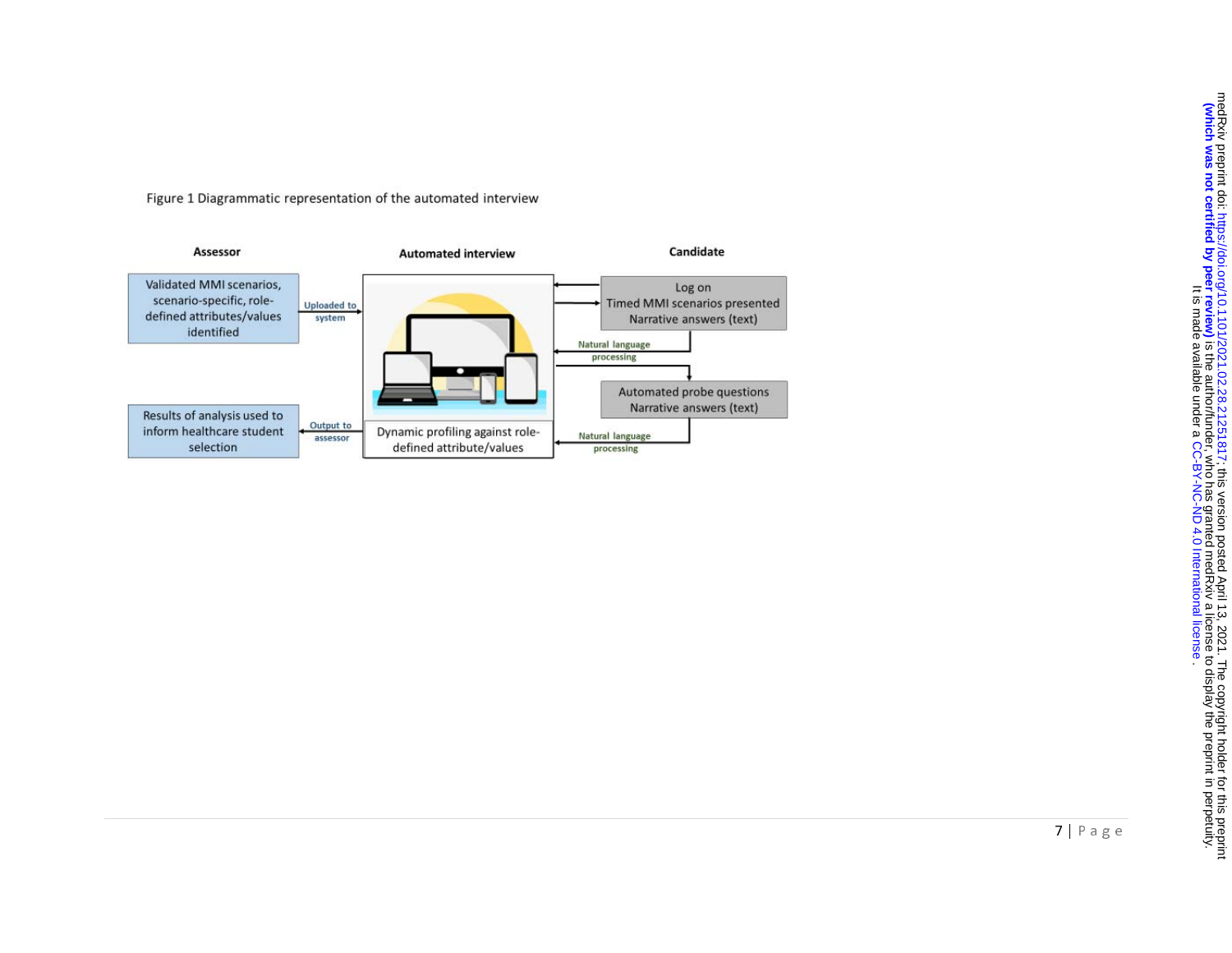Figure 1 Diagrammatic representation of the automated interview

| Assessor | | Automated interview | | Candidate |
| --- | --- | --- | --- | --- |
| Validated MMI scenarios, scenario-specific, role-defined attributes/values identified | Uploaded to system → | | ← / → | Log on<br>Timed MMI scenarios presented<br>Narrative answers (text) |
| | | | ← Natural language processing | |
| | | | → | Automated probe questions<br>Narrative answers (text) |
| Results of analysis used to inform healthcare student selection | ← Output to assessor | Dynamic profiling against role-defined attribute/values | ← Natural language processing | |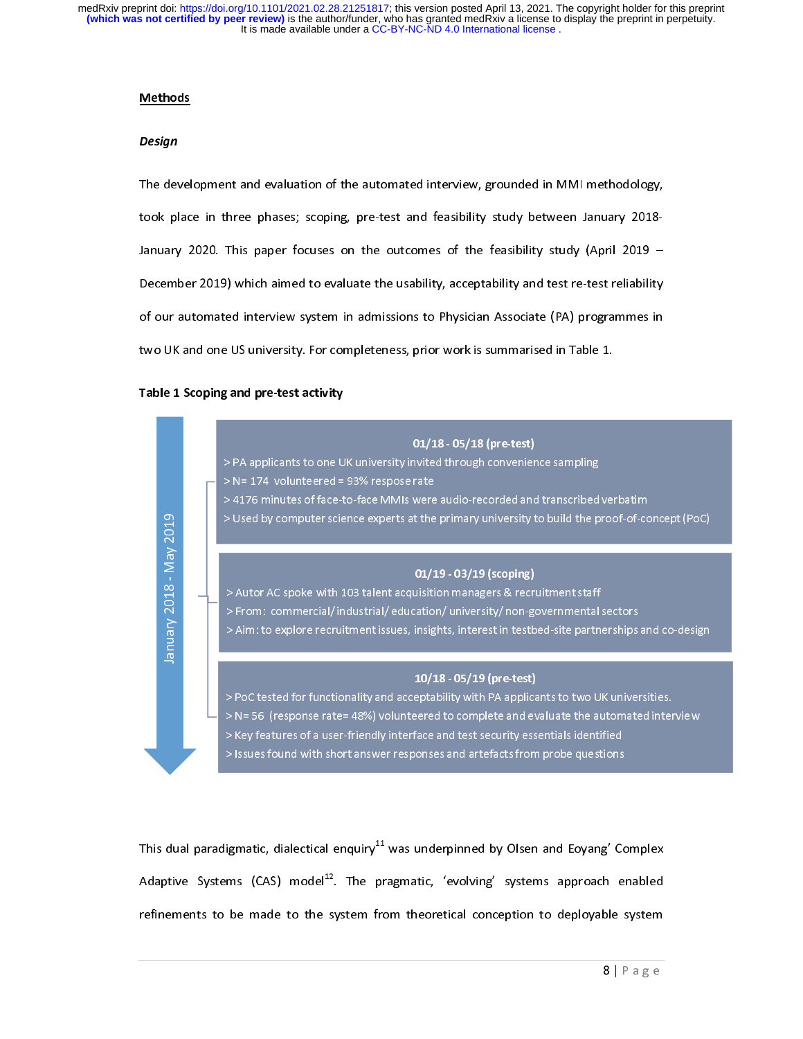## Methods

### *Design*

The development and evaluation of the automated interview, grounded in MMI methodology, took place in three phases; scoping, pre-test and feasibility study between January 2018-January 2020. This paper focuses on the outcomes of the feasibility study (April 2019 – December 2019) which aimed to evaluate the usability, acceptability and test re-test reliability of our automated interview system in admissions to Physician Associate (PA) programmes in two UK and one US university. For completeness, prior work is summarised in Table 1.

**Table 1 Scoping and pre-test activity**

January 2018 - May 2019

**01/18 - 05/18 (pre-test)**
- > PA applicants to one UK university invited through convenience sampling
- > N= 174 volunteered = 93% resposerate
- > 4176 minutes of face-to-face MMIs were audio-recorded and transcribed verbatim
- > Used by computer science experts at the primary university to build the proof-of-concept (PoC)

**01/19 - 03/19 (scoping)**
- > Autor AC spoke with 103 talent acquisition managers & recruitment staff
- > From: commercial/industrial/education/university/non-governmental sectors
- > Aim: to explore recruitment issues, insights, interest in testbed-site partnerships and co-design

**10/18 - 05/19 (pre-test)**
- > PoC tested for functionality and acceptability with PA applicants to two UK universities.
- > N= 56 (response rate= 48%) volunteered to complete and evaluate the automated interview
- > Key features of a user-friendly interface and test security essentials identified
- > Issues found with short answer responses and artefacts from probe questions

This dual paradigmatic, dialectical enquiry[11] was underpinned by Olsen and Eoyang' Complex Adaptive Systems (CAS) model[12]. The pragmatic, 'evolving' systems approach enabled refinements to be made to the system from theoretical conception to deployable system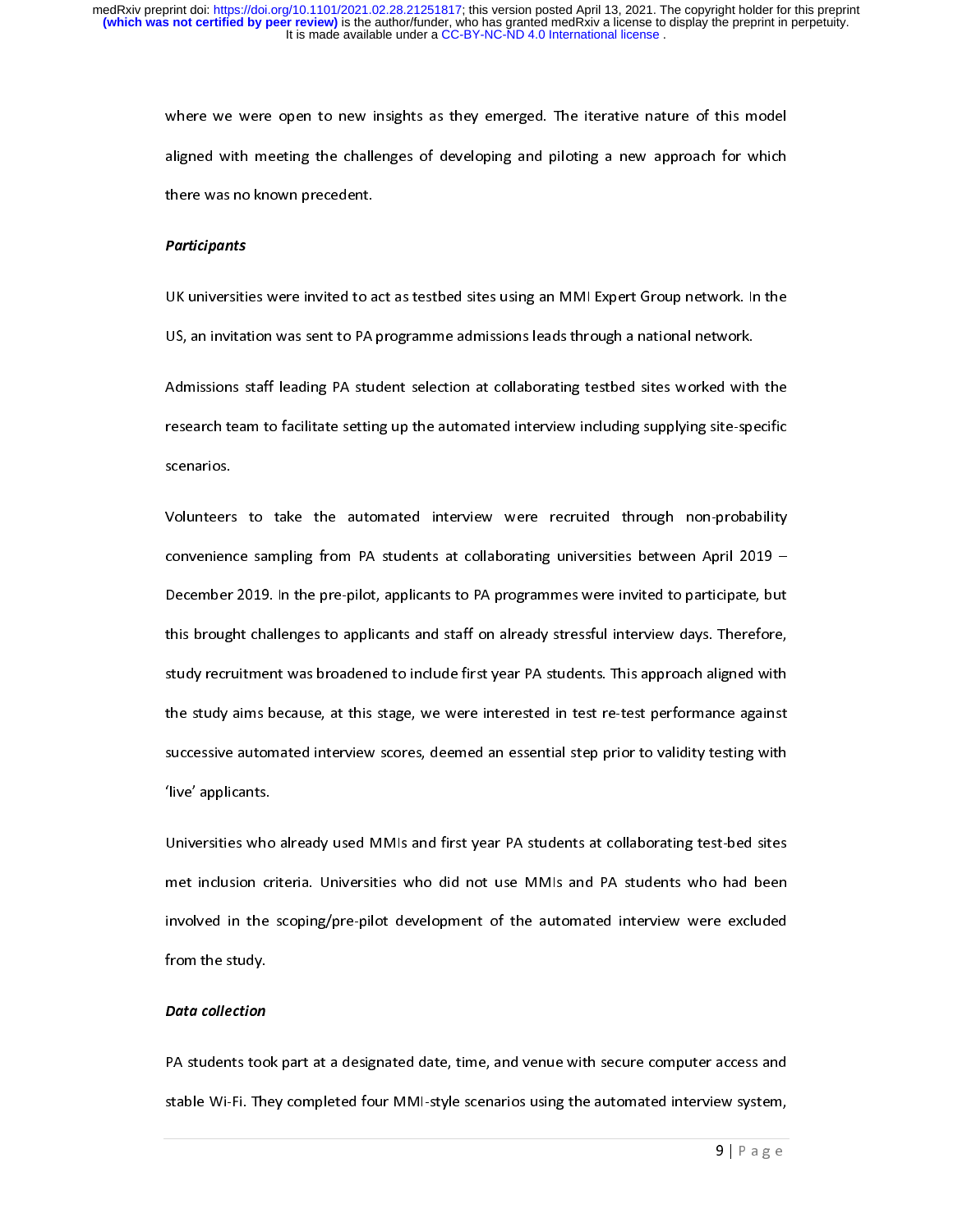where we were open to new insights as they emerged. The iterative nature of this model aligned with meeting the challenges of developing and piloting a new approach for which there was no known precedent.

### *Participants*

UK universities were invited to act as testbed sites using an MMI Expert Group network. In the US, an invitation was sent to PA programme admissions leads through a national network.

Admissions staff leading PA student selection at collaborating testbed sites worked with the research team to facilitate setting up the automated interview including supplying site-specific scenarios.

Volunteers to take the automated interview were recruited through non-probability convenience sampling from PA students at collaborating universities between April 2019 – December 2019. In the pre-pilot, applicants to PA programmes were invited to participate, but this brought challenges to applicants and staff on already stressful interview days. Therefore, study recruitment was broadened to include first year PA students. This approach aligned with the study aims because, at this stage, we were interested in test re-test performance against successive automated interview scores, deemed an essential step prior to validity testing with 'live' applicants.

Universities who already used MMIs and first year PA students at collaborating test-bed sites met inclusion criteria. Universities who did not use MMIs and PA students who had been involved in the scoping/pre-pilot development of the automated interview were excluded from the study.

### *Data collection*

PA students took part at a designated date, time, and venue with secure computer access and stable Wi-Fi. They completed four MMI-style scenarios using the automated interview system,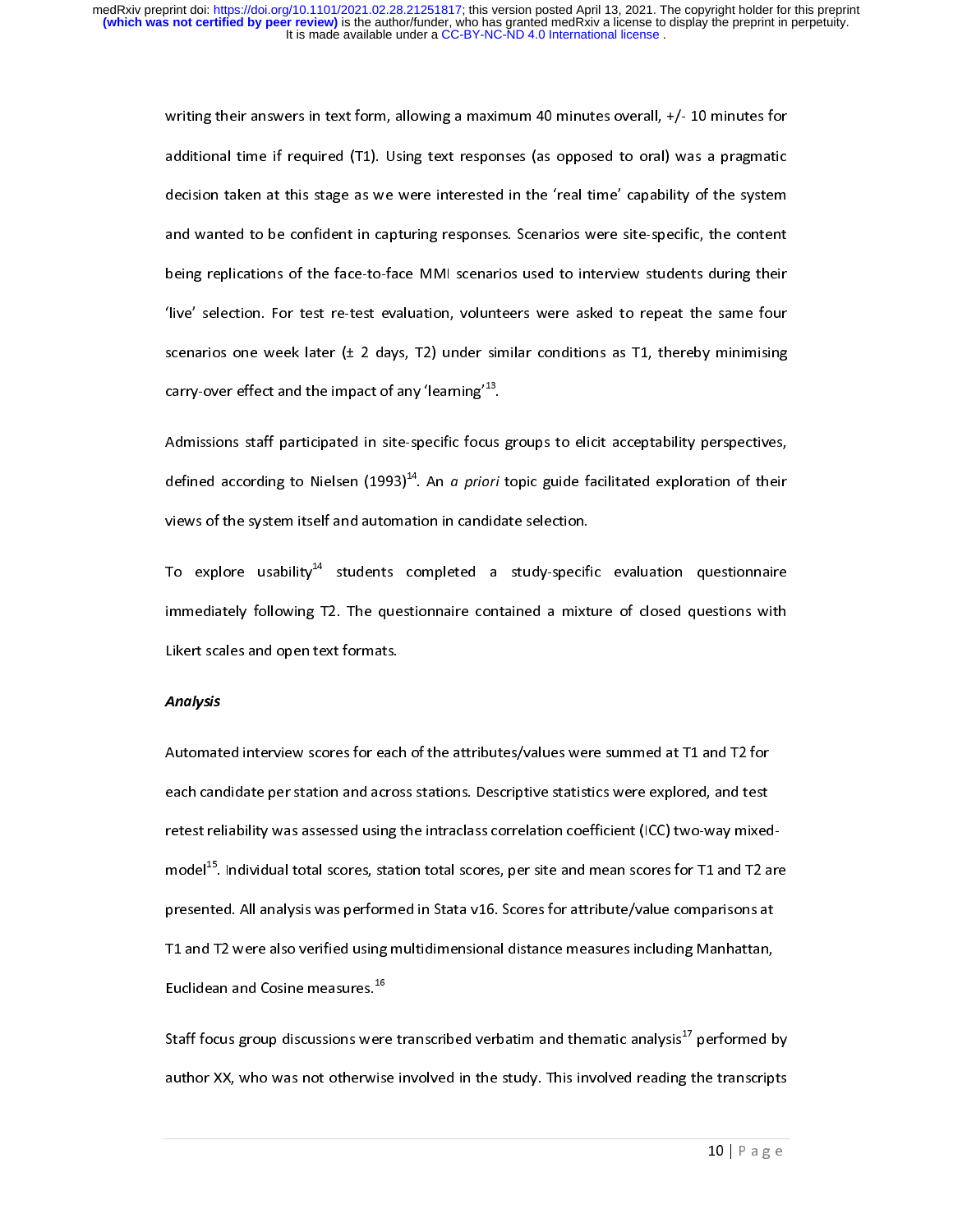writing their answers in text form, allowing a maximum 40 minutes overall, +/- 10 minutes for additional time if required (T1). Using text responses (as opposed to oral) was a pragmatic decision taken at this stage as we were interested in the 'real time' capability of the system and wanted to be confident in capturing responses. Scenarios were site-specific, the content being replications of the face-to-face MMI scenarios used to interview students during their 'live' selection. For test re-test evaluation, volunteers were asked to repeat the same four scenarios one week later (± 2 days, T2) under similar conditions as T1, thereby minimising carry-over effect and the impact of any 'learning'[13].

Admissions staff participated in site-specific focus groups to elicit acceptability perspectives, defined according to Nielsen (1993)[14]. An *a priori* topic guide facilitated exploration of their views of the system itself and automation in candidate selection.

To explore usability[14] students completed a study-specific evaluation questionnaire immediately following T2. The questionnaire contained a mixture of closed questions with Likert scales and open text formats.

***Analysis***

Automated interview scores for each of the attributes/values were summed at T1 and T2 for each candidate per station and across stations. Descriptive statistics were explored, and test retest reliability was assessed using the intraclass correlation coefficient (ICC) two-way mixed-model[15]. Individual total scores, station total scores, per site and mean scores for T1 and T2 are presented. All analysis was performed in Stata v16. Scores for attribute/value comparisons at T1 and T2 were also verified using multidimensional distance measures including Manhattan, Euclidean and Cosine measures.[16]

Staff focus group discussions were transcribed verbatim and thematic analysis[17] performed by author XX, who was not otherwise involved in the study. This involved reading the transcripts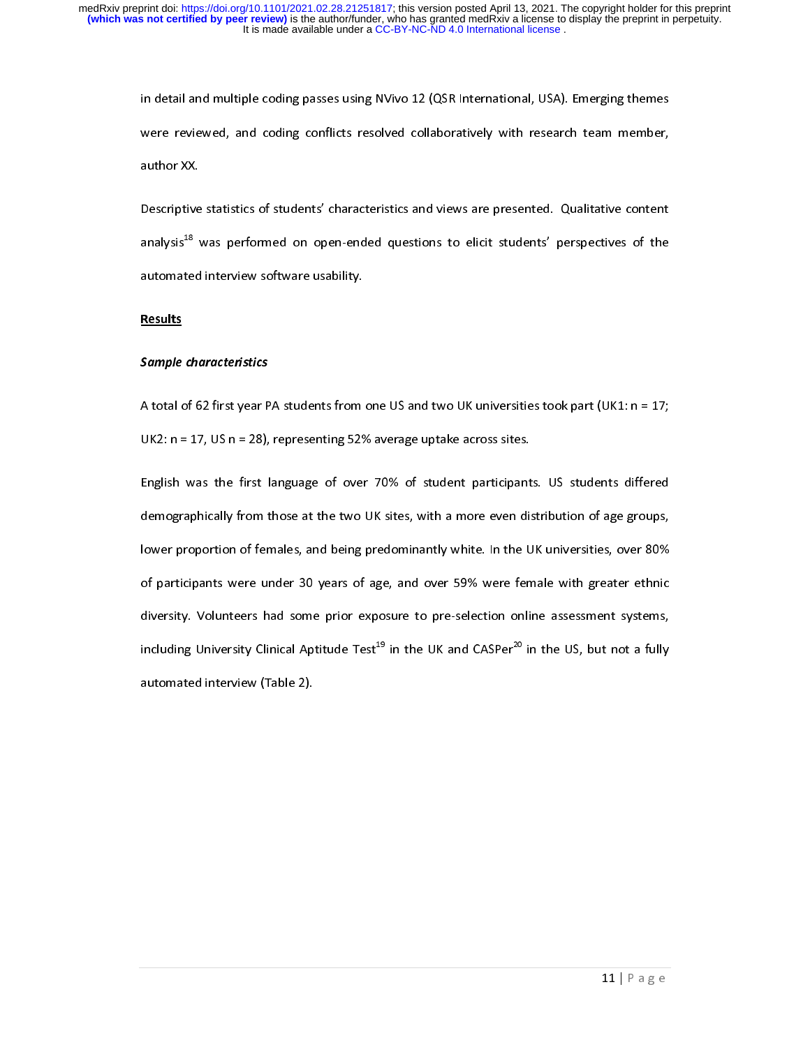in detail and multiple coding passes using NVivo 12 (QSR International, USA). Emerging themes were reviewed, and coding conflicts resolved collaboratively with research team member, author XX.

Descriptive statistics of students' characteristics and views are presented. Qualitative content analysis[18] was performed on open-ended questions to elicit students' perspectives of the automated interview software usability.

## Results

### *Sample characteristics*

A total of 62 first year PA students from one US and two UK universities took part (UK1: n = 17; UK2: n = 17, US n = 28), representing 52% average uptake across sites.

English was the first language of over 70% of student participants. US students differed demographically from those at the two UK sites, with a more even distribution of age groups, lower proportion of females, and being predominantly white. In the UK universities, over 80% of participants were under 30 years of age, and over 59% were female with greater ethnic diversity. Volunteers had some prior exposure to pre-selection online assessment systems, including University Clinical Aptitude Test[19] in the UK and CASPer[20] in the US, but not a fully automated interview (Table 2).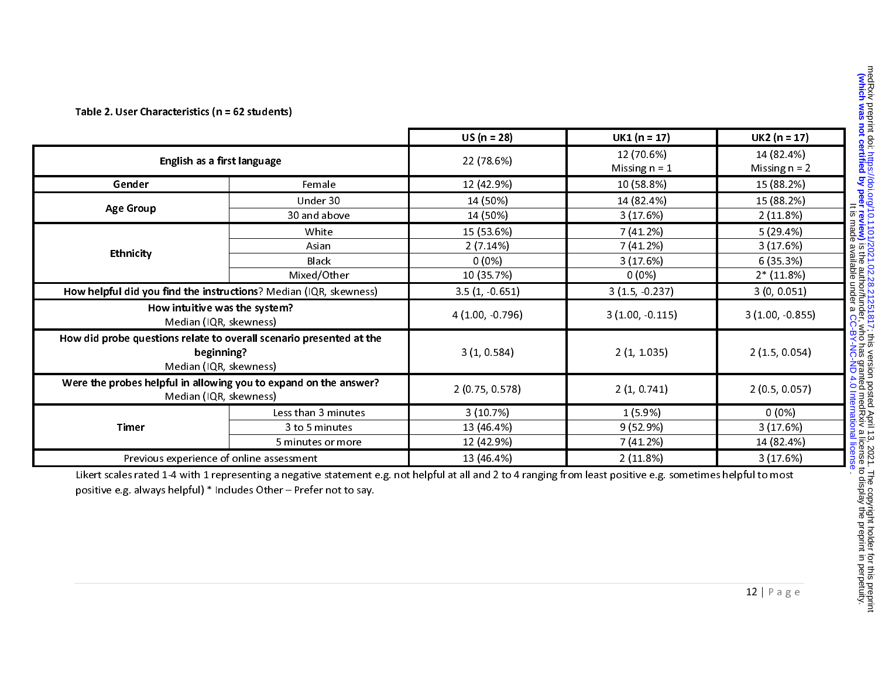**Table 2. User Characteristics (n = 62 students)**

| | | US (n = 28) | UK1 (n = 17) | UK2 (n = 17) |
|---|---|---|---|---|
| **English as a first language** | | 22 (78.6%) | 12 (70.6%) Missing n = 1 | 14 (82.4%) Missing n = 2 |
| **Gender** | Female | 12 (42.9%) | 10 (58.8%) | 15 (88.2%) |
| **Age Group** | Under 30 | 14 (50%) | 14 (82.4%) | 15 (88.2%) |
| | 30 and above | 14 (50%) | 3 (17.6%) | 2 (11.8%) |
| **Ethnicity** | White | 15 (53.6%) | 7 (41.2%) | 5 (29.4%) |
| | Asian | 2 (7.14%) | 7 (41.2%) | 3 (17.6%) |
| | Black | 0 (0%) | 3 (17.6%) | 6 (35.3%) |
| | Mixed/Other | 10 (35.7%) | 0 (0%) | 2* (11.8%) |
| **How helpful did you find the instructions**? Median (IQR, skewness) | | 3.5 (1, -0.651) | 3 (1.5, -0.237) | 3 (0, 0.051) |
| **How intuitive was the system?** Median (IQR, skewness) | | 4 (1.00, -0.796) | 3 (1.00, -0.115) | 3 (1.00, -0.855) |
| **How did probe questions relate to overall scenario presented at the beginning?** Median (IQR, skewness) | | 3 (1, 0.584) | 2 (1, 1.035) | 2 (1.5, 0.054) |
| **Were the probes helpful in allowing you to expand on the answer?** Median (IQR, skewness) | | 2 (0.75, 0.578) | 2 (1, 0.741) | 2 (0.5, 0.057) |
| **Timer** | Less than 3 minutes | 3 (10.7%) | 1 (5.9%) | 0 (0%) |
| | 3 to 5 minutes | 13 (46.4%) | 9 (52.9%) | 3 (17.6%) |
| | 5 minutes or more | 12 (42.9%) | 7 (41.2%) | 14 (82.4%) |
| Previous experience of online assessment | | 13 (46.4%) | 2 (11.8%) | 3 (17.6%) |

Likert scales rated 1-4 with 1 representing a negative statement e.g. not helpful at all and 2 to 4 ranging from least positive e.g. sometimes helpful to most positive e.g. always helpful) * Includes Other – Prefer not to say.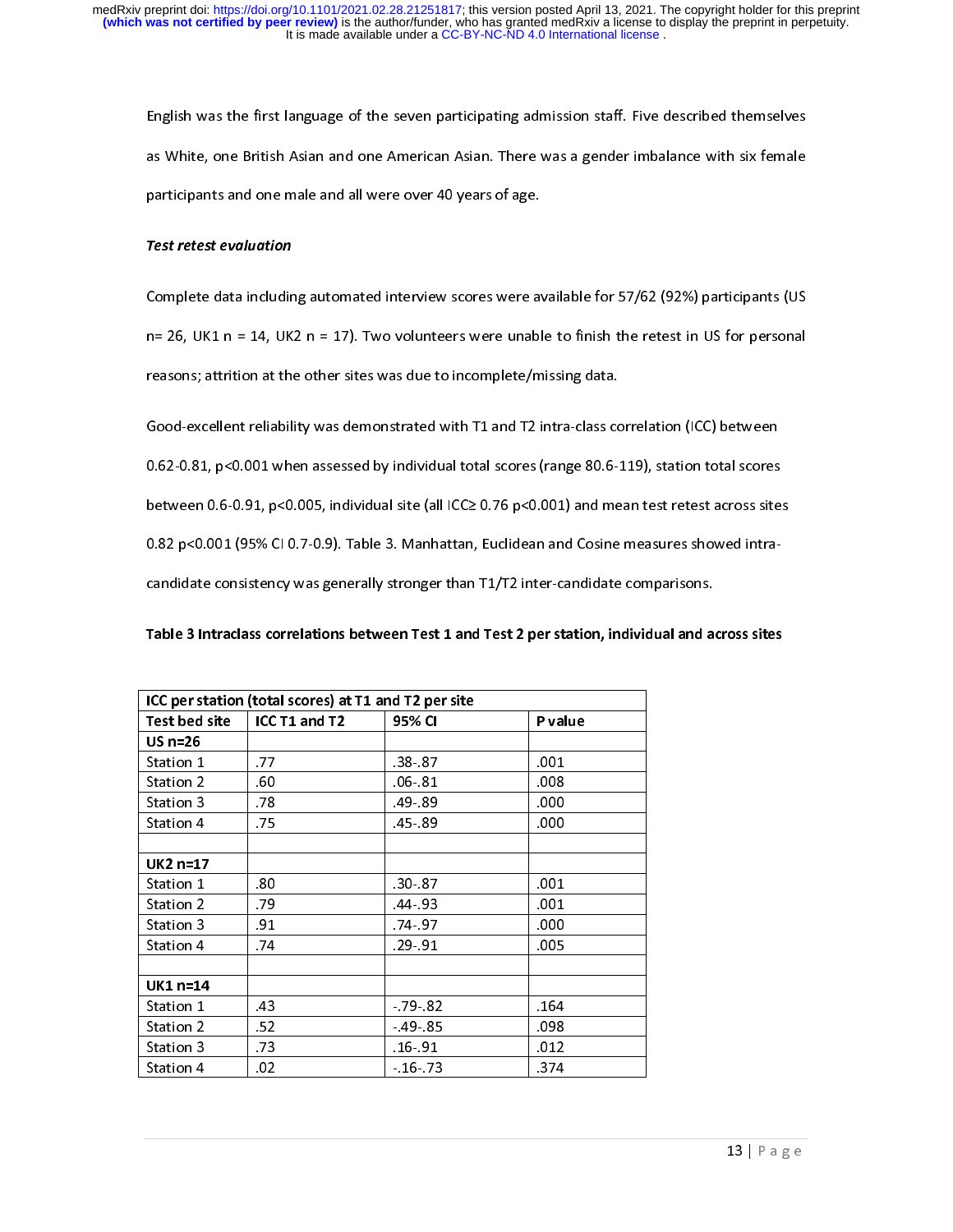English was the first language of the seven participating admission staff. Five described themselves as White, one British Asian and one American Asian. There was a gender imbalance with six female participants and one male and all were over 40 years of age.

***Test retest evaluation***

Complete data including automated interview scores were available for 57/62 (92%) participants (US n= 26, UK1 n = 14, UK2 n = 17). Two volunteers were unable to finish the retest in US for personal reasons; attrition at the other sites was due to incomplete/missing data.

Good-excellent reliability was demonstrated with T1 and T2 intra-class correlation (ICC) between 0.62-0.81, $p<0.001$ when assessed by individual total scores (range 80.6-119), station total scores between 0.6-0.91, $p<0.005$, individual site (all ICC≥ 0.76 $p<0.001$) and mean test retest across sites 0.82 $p<0.001$ (95% CI 0.7-0.9). Table 3. Manhattan, Euclidean and Cosine measures showed intra-candidate consistency was generally stronger than T1/T2 inter-candidate comparisons.

**Table 3 Intraclass correlations between Test 1 and Test 2 per station, individual and across sites**

| ICC per station (total scores) at T1 and T2 per site | | | |
|---|---|---|---|
| **Test bed site** | **ICC T1 and T2** | **95% CI** | **P value** |
| **US n=26** | | | |
| Station 1 | .77 | .38-.87 | .001 |
| Station 2 | .60 | .06-.81 | .008 |
| Station 3 | .78 | .49-.89 | .000 |
| Station 4 | .75 | .45-.89 | .000 |
| | | | |
| **UK2 n=17** | | | |
| Station 1 | .80 | .30-.87 | .001 |
| Station 2 | .79 | .44-.93 | .001 |
| Station 3 | .91 | .74-.97 | .000 |
| Station 4 | .74 | .29-.91 | .005 |
| | | | |
| **UK1 n=14** | | | |
| Station 1 | .43 | -.79-.82 | .164 |
| Station 2 | .52 | -.49-.85 | .098 |
| Station 3 | .73 | .16-.91 | .012 |
| Station 4 | .02 | -.16-.73 | .374 |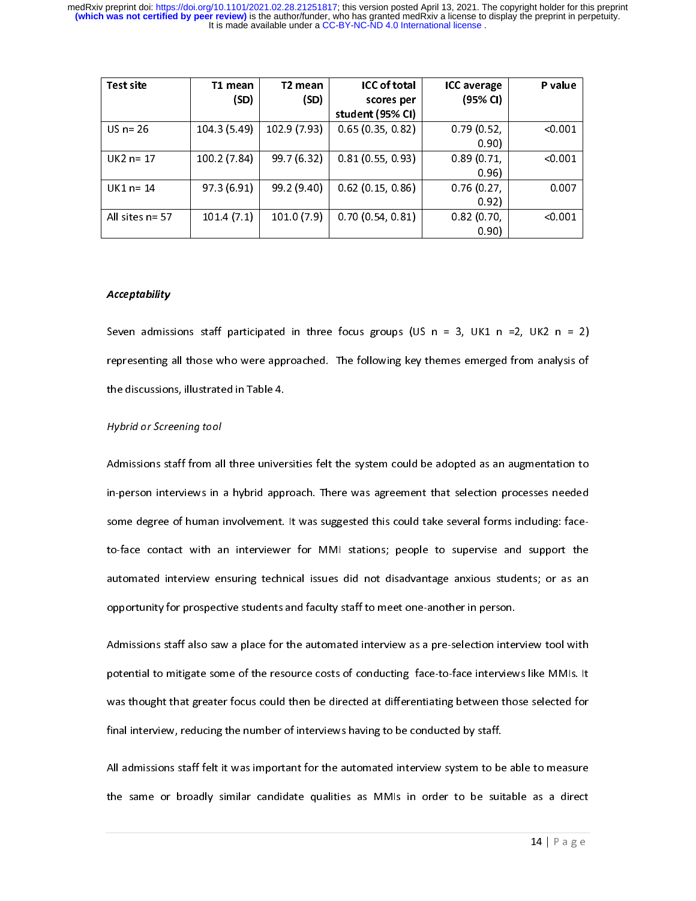| Test site | T1 mean (SD) | T2 mean (SD) | ICC of total scores per student (95% CI) | ICC average (95% CI) | P value |
|---|---|---|---|---|---|
| US n= 26 | 104.3 (5.49) | 102.9 (7.93) | 0.65 (0.35, 0.82) | 0.79 (0.52, 0.90) | <0.001 |
| UK2 n= 17 | 100.2 (7.84) | 99.7 (6.32) | 0.81 (0.55, 0.93) | 0.89 (0.71, 0.96) | <0.001 |
| UK1 n= 14 | 97.3 (6.91) | 99.2 (9.40) | 0.62 (0.15, 0.86) | 0.76 (0.27, 0.92) | 0.007 |
| All sites n= 57 | 101.4 (7.1) | 101.0 (7.9) | 0.70 (0.54, 0.81) | 0.82 (0.70, 0.90) | <0.001 |

### *Acceptability*

Seven admissions staff participated in three focus groups (US n = 3, UK1 n =2, UK2 n = 2) representing all those who were approached. The following key themes emerged from analysis of the discussions, illustrated in Table 4.

#### *Hybrid or Screening tool*

Admissions staff from all three universities felt the system could be adopted as an augmentation to in-person interviews in a hybrid approach. There was agreement that selection processes needed some degree of human involvement. It was suggested this could take several forms including: face-to-face contact with an interviewer for MMI stations; people to supervise and support the automated interview ensuring technical issues did not disadvantage anxious students; or as an opportunity for prospective students and faculty staff to meet one-another in person.

Admissions staff also saw a place for the automated interview as a pre-selection interview tool with potential to mitigate some of the resource costs of conducting face-to-face interviews like MMIs. It was thought that greater focus could then be directed at differentiating between those selected for final interview, reducing the number of interviews having to be conducted by staff.

All admissions staff felt it was important for the automated interview system to be able to measure the same or broadly similar candidate qualities as MMIs in order to be suitable as a direct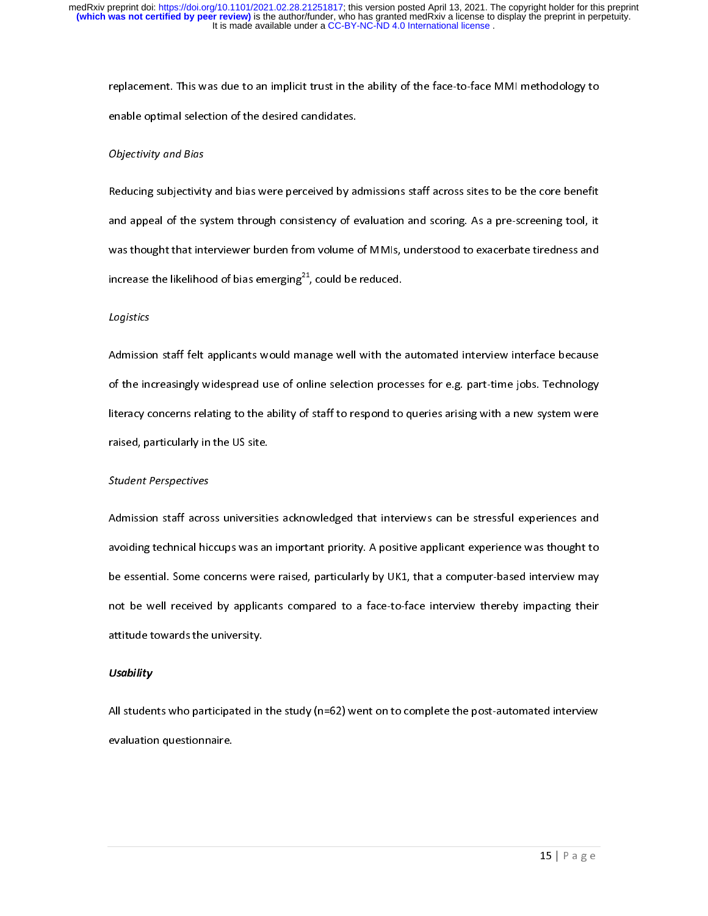replacement. This was due to an implicit trust in the ability of the face-to-face MMI methodology to enable optimal selection of the desired candidates.

*Objectivity and Bias*

Reducing subjectivity and bias were perceived by admissions staff across sites to be the core benefit and appeal of the system through consistency of evaluation and scoring. As a pre-screening tool, it was thought that interviewer burden from volume of MMIs, understood to exacerbate tiredness and increase the likelihood of bias emerging[21], could be reduced.

*Logistics*

Admission staff felt applicants would manage well with the automated interview interface because of the increasingly widespread use of online selection processes for e.g. part-time jobs. Technology literacy concerns relating to the ability of staff to respond to queries arising with a new system were raised, particularly in the US site.

*Student Perspectives*

Admission staff across universities acknowledged that interviews can be stressful experiences and avoiding technical hiccups was an important priority. A positive applicant experience was thought to be essential. Some concerns were raised, particularly by UK1, that a computer-based interview may not be well received by applicants compared to a face-to-face interview thereby impacting their attitude towards the university.

***Usability***

All students who participated in the study (n=62) went on to complete the post-automated interview evaluation questionnaire.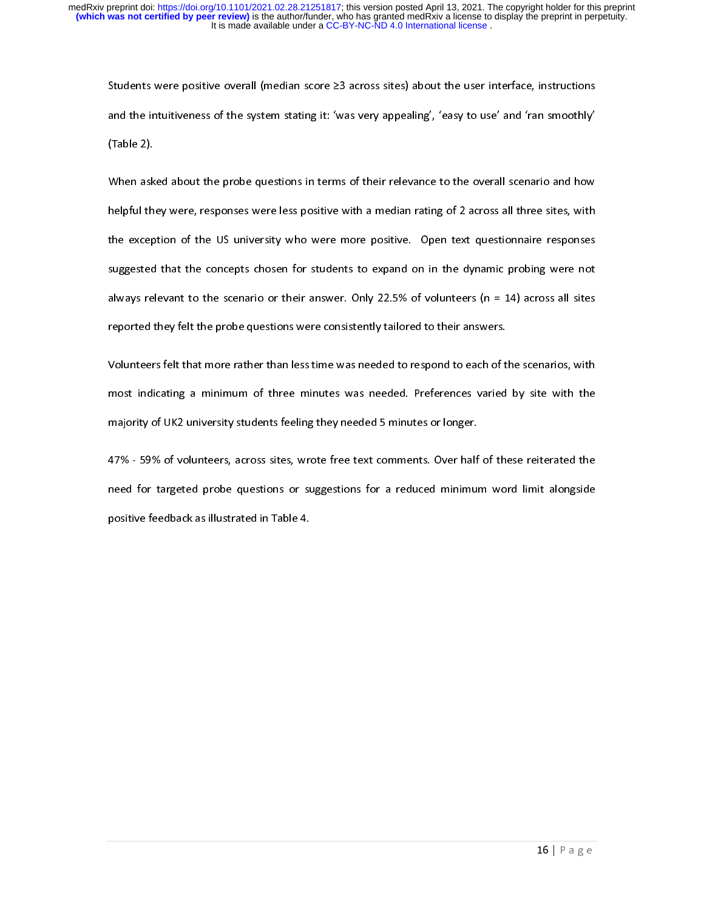Students were positive overall (median score ≥3 across sites) about the user interface, instructions and the intuitiveness of the system stating it: 'was very appealing', 'easy to use' and 'ran smoothly' (Table 2).

When asked about the probe questions in terms of their relevance to the overall scenario and how helpful they were, responses were less positive with a median rating of 2 across all three sites, with the exception of the US university who were more positive. Open text questionnaire responses suggested that the concepts chosen for students to expand on in the dynamic probing were not always relevant to the scenario or their answer. Only 22.5% of volunteers (n = 14) across all sites reported they felt the probe questions were consistently tailored to their answers.

Volunteers felt that more rather than less time was needed to respond to each of the scenarios, with most indicating a minimum of three minutes was needed. Preferences varied by site with the majority of UK2 university students feeling they needed 5 minutes or longer.

47% - 59% of volunteers, across sites, wrote free text comments. Over half of these reiterated the need for targeted probe questions or suggestions for a reduced minimum word limit alongside positive feedback as illustrated in Table 4.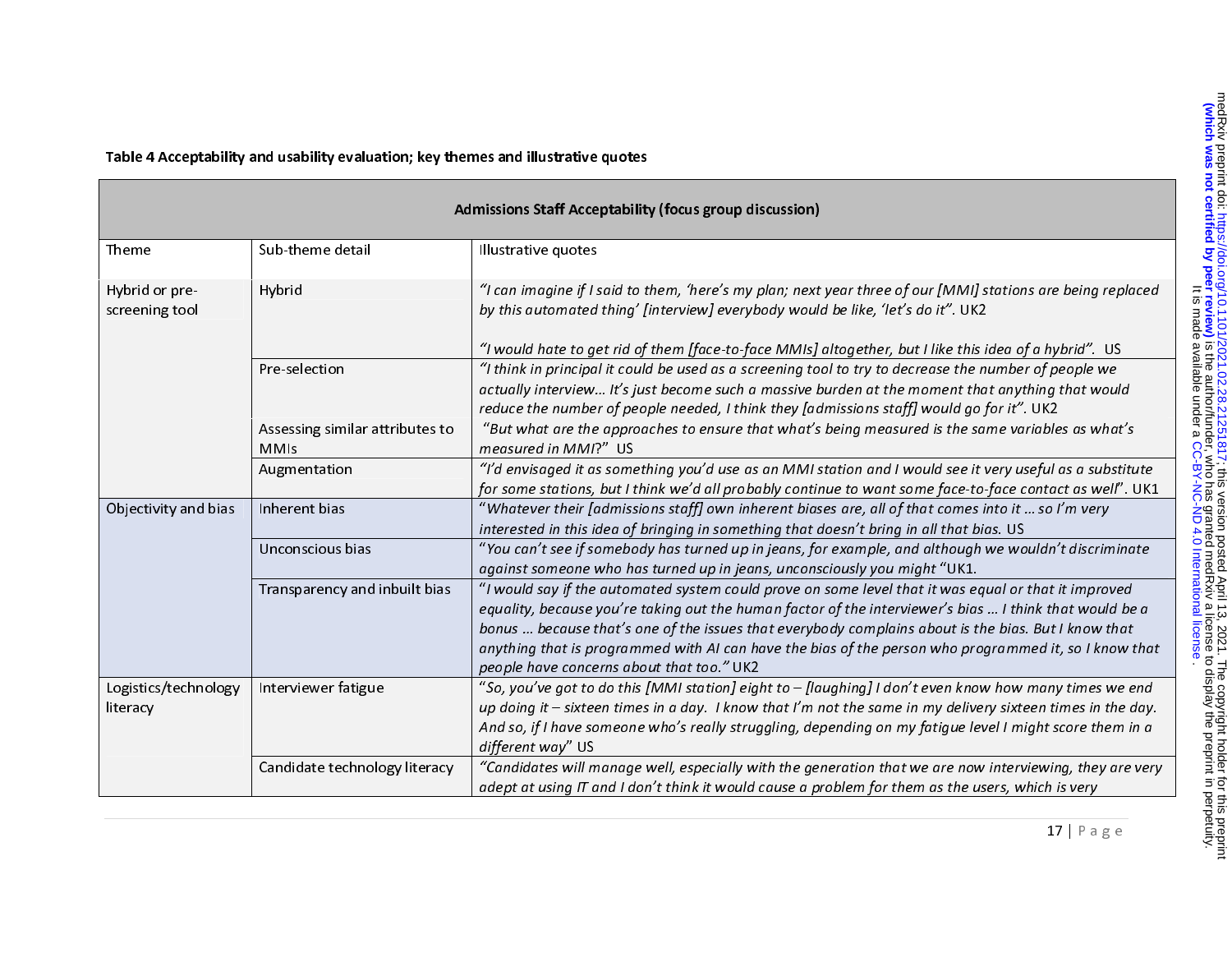**Table 4 Acceptability and usability evaluation; key themes and illustrative quotes**

| Admissions Staff Acceptability (focus group discussion) | | |
|---|---|---|
| Theme | Sub-theme detail | Illustrative quotes |
| Hybrid or pre-screening tool | Hybrid | *"I can imagine if I said to them, 'here's my plan; next year three of our [MMI] stations are being replaced by this automated thing' [interview] everybody would be like, 'let's do it".* UK2<br><br>*"I would hate to get rid of them [face-to-face MMIs] altogether, but I like this idea of a hybrid".* US |
| | Pre-selection | *"I think in principal it could be used as a screening tool to try to decrease the number of people we actually interview… It's just become such a massive burden at the moment that anything that would reduce the number of people needed, I think they [admissions staff] would go for it".* UK2 |
| | Assessing similar attributes to MMIs | *"But what are the approaches to ensure that what's being measured is the same variables as what's measured in MMI?"* US |
| | Augmentation | *"I'd envisaged it as something you'd use as an MMI station and I would see it very useful as a substitute for some stations, but I think we'd all probably continue to want some face-to-face contact as well".* UK1 |
| Objectivity and bias | Inherent bias | *"Whatever their [admissions staff] own inherent biases are, all of that comes into it … so I'm very interested in this idea of bringing in something that doesn't bring in all that bias.* US |
| | Unconscious bias | *"You can't see if somebody has turned up in jeans, for example, and although we wouldn't discriminate against someone who has turned up in jeans, unconsciously you might "*UK1. |
| | Transparency and inbuilt bias | *"I would say if the automated system could prove on some level that it was equal or that it improved equality, because you're taking out the human factor of the interviewer's bias … I think that would be a bonus … because that's one of the issues that everybody complains about is the bias. But I know that anything that is programmed with AI can have the bias of the person who programmed it, so I know that people have concerns about that too."* UK2 |
| Logistics/technology literacy | Interviewer fatigue | *"So, you've got to do this [MMI station] eight to – [laughing] I don't even know how many times we end up doing it – sixteen times in a day. I know that I'm not the same in my delivery sixteen times in the day. And so, if I have someone who's really struggling, depending on my fatigue level I might score them in a different way"* US |
| | Candidate technology literacy | *"Candidates will manage well, especially with the generation that we are now interviewing, they are very adept at using IT and I don't think it would cause a problem for them as the users, which is very* |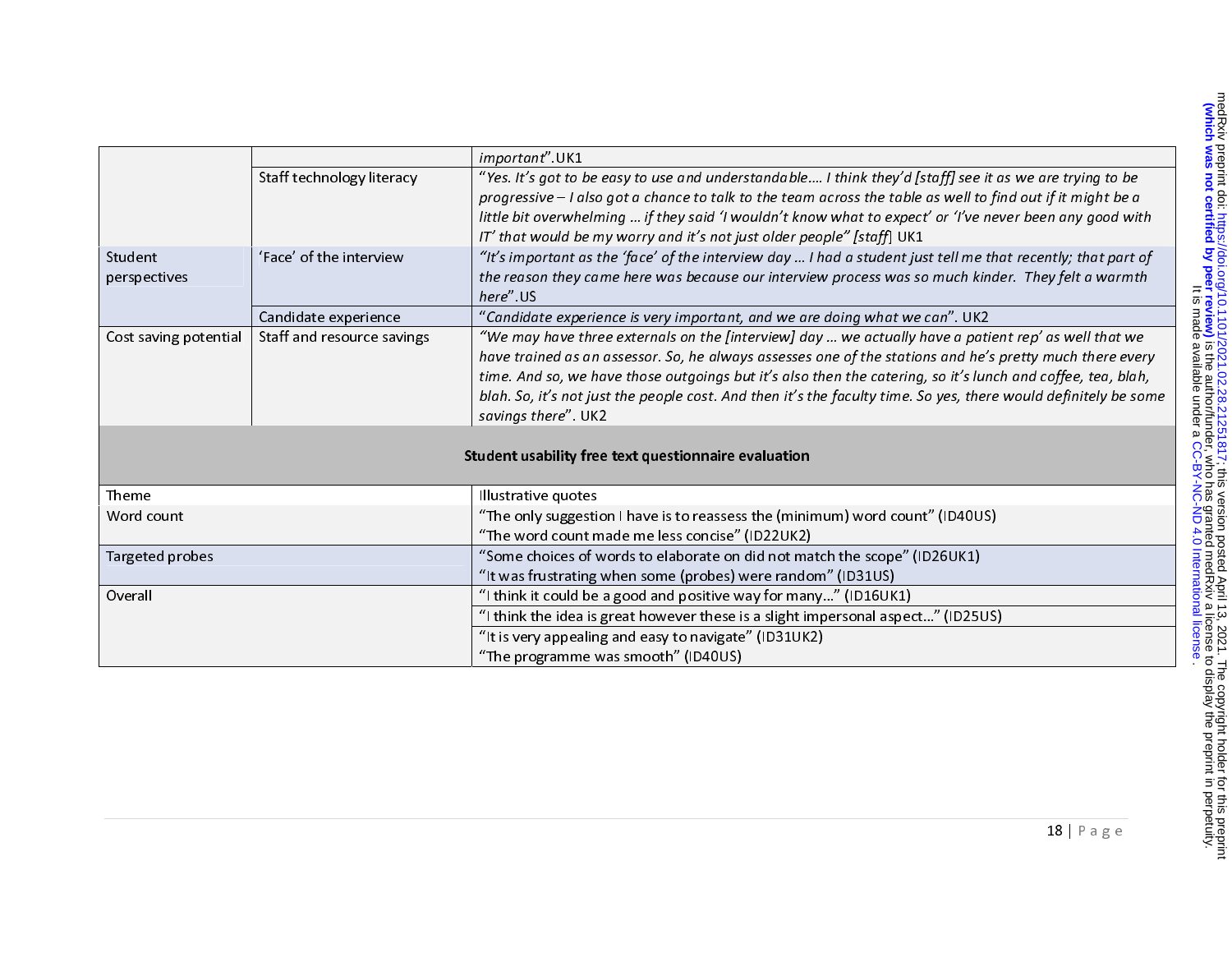| | | |
|---|---|---|
| | | *important*".UK1 |
| | Staff technology literacy | "*Yes. It's got to be easy to use and understandable.... I think they'd [staff] see it as we are trying to be progressive – I also got a chance to talk to the team across the table as well to find out if it might be a little bit overwhelming ... if they said 'I wouldn't know what to expect' or 'I've never been any good with IT' that would be my worry and it's not just older people" [staff]* UK1 |
| Student perspectives | 'Face' of the interview | *"It's important as the 'face' of the interview day ... I had a student just tell me that recently; that part of the reason they came here was because our interview process was so much kinder. They felt a warmth here*".US |
| | Candidate experience | "*Candidate experience is very important, and we are doing what we can*". UK2 |
| Cost saving potential | Staff and resource savings | *"We may have three externals on the [interview] day ... we actually have a patient rep' as well that we have trained as an assessor. So, he always assesses one of the stations and he's pretty much there every time. And so, we have those outgoings but it's also then the catering, so it's lunch and coffee, tea, blah, blah. So, it's not just the people cost. And then it's the faculty time. So yes, there would definitely be some savings there*". UK2 |

**Student usability free text questionnaire evaluation**

| Theme | Illustrative quotes |
|---|---|
| Word count | "The only suggestion I have is to reassess the (minimum) word count" (ID40US)<br>"The word count made me less concise" (ID22UK2) |
| Targeted probes | "Some choices of words to elaborate on did not match the scope" (ID26UK1)<br>"It was frustrating when some (probes) were random" (ID31US) |
| Overall | "I think it could be a good and positive way for many..." (ID16UK1) |
| | "I think the idea is great however these is a slight impersonal aspect..." (ID25US) |
| | "It is very appealing and easy to navigate" (ID31UK2)<br>"The programme was smooth" (ID40US) |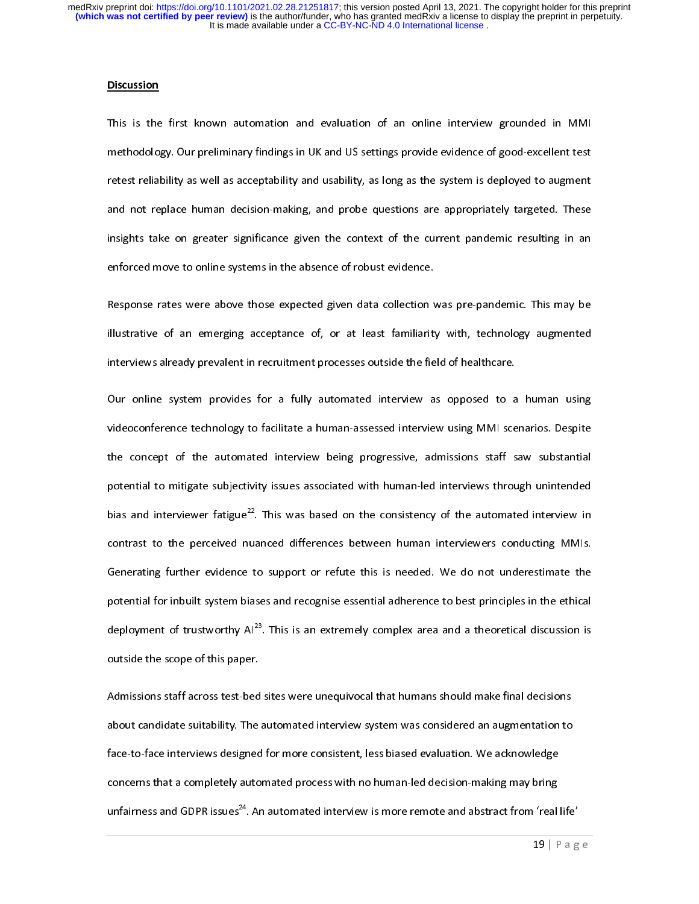## Discussion

This is the first known automation and evaluation of an online interview grounded in MMI methodology. Our preliminary findings in UK and US settings provide evidence of good-excellent test retest reliability as well as acceptability and usability, as long as the system is deployed to augment and not replace human decision-making, and probe questions are appropriately targeted. These insights take on greater significance given the context of the current pandemic resulting in an enforced move to online systems in the absence of robust evidence.

Response rates were above those expected given data collection was pre-pandemic. This may be illustrative of an emerging acceptance of, or at least familiarity with, technology augmented interviews already prevalent in recruitment processes outside the field of healthcare.

Our online system provides for a fully automated interview as opposed to a human using videoconference technology to facilitate a human-assessed interview using MMI scenarios. Despite the concept of the automated interview being progressive, admissions staff saw substantial potential to mitigate subjectivity issues associated with human-led interviews through unintended bias and interviewer fatigue[22]. This was based on the consistency of the automated interview in contrast to the perceived nuanced differences between human interviewers conducting MMIs. Generating further evidence to support or refute this is needed. We do not underestimate the potential for inbuilt system biases and recognise essential adherence to best principles in the ethical deployment of trustworthy AI[23]. This is an extremely complex area and a theoretical discussion is outside the scope of this paper.

Admissions staff across test-bed sites were unequivocal that humans should make final decisions about candidate suitability. The automated interview system was considered an augmentation to face-to-face interviews designed for more consistent, less biased evaluation. We acknowledge concerns that a completely automated process with no human-led decision-making may bring unfairness and GDPR issues[24]. An automated interview is more remote and abstract from 'real life'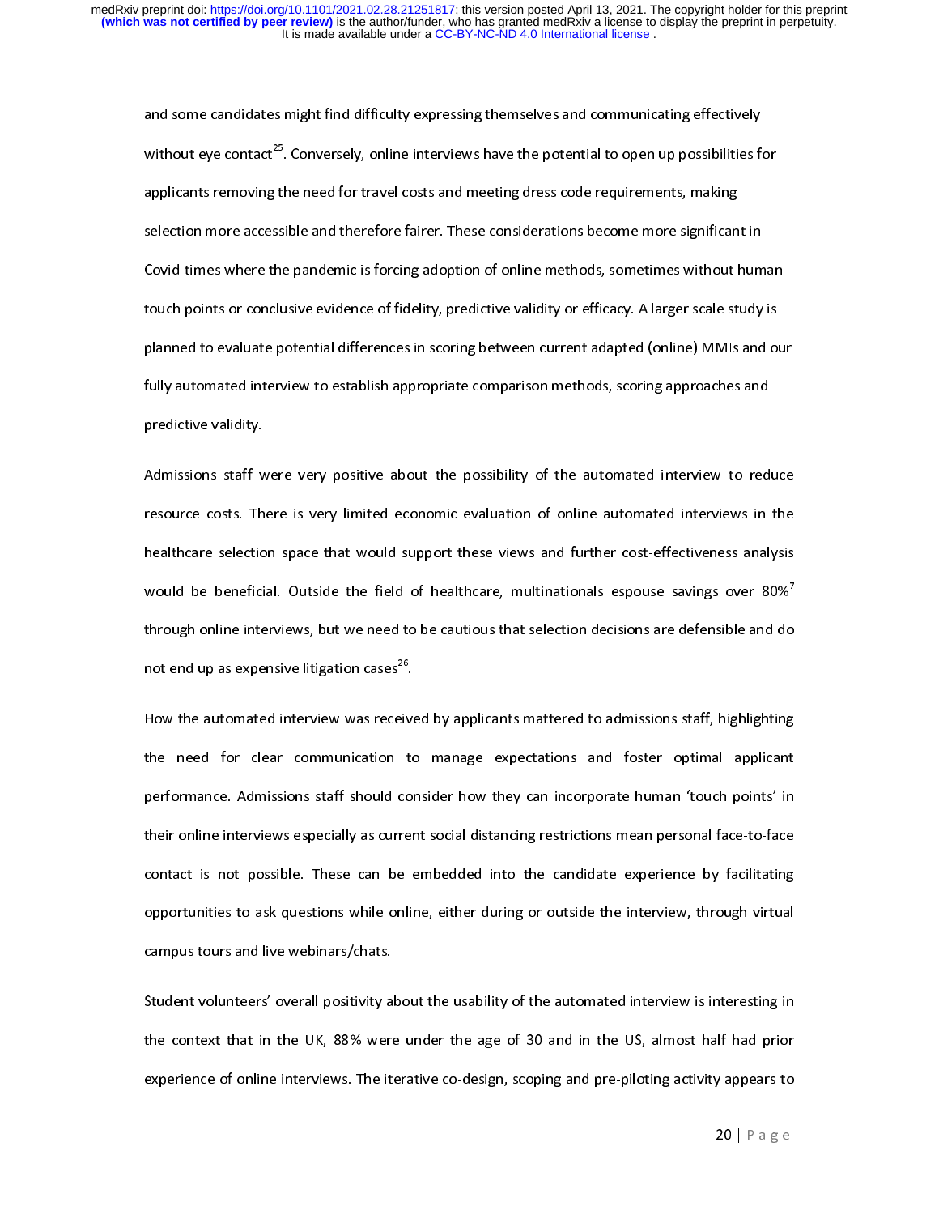and some candidates might find difficulty expressing themselves and communicating effectively without eye contact[25]. Conversely, online interviews have the potential to open up possibilities for applicants removing the need for travel costs and meeting dress code requirements, making selection more accessible and therefore fairer. These considerations become more significant in Covid-times where the pandemic is forcing adoption of online methods, sometimes without human touch points or conclusive evidence of fidelity, predictive validity or efficacy. A larger scale study is planned to evaluate potential differences in scoring between current adapted (online) MMIs and our fully automated interview to establish appropriate comparison methods, scoring approaches and predictive validity.

Admissions staff were very positive about the possibility of the automated interview to reduce resource costs. There is very limited economic evaluation of online automated interviews in the healthcare selection space that would support these views and further cost-effectiveness analysis would be beneficial. Outside the field of healthcare, multinationals espouse savings over 80%[7] through online interviews, but we need to be cautious that selection decisions are defensible and do not end up as expensive litigation cases[26].

How the automated interview was received by applicants mattered to admissions staff, highlighting the need for clear communication to manage expectations and foster optimal applicant performance. Admissions staff should consider how they can incorporate human 'touch points' in their online interviews especially as current social distancing restrictions mean personal face-to-face contact is not possible. These can be embedded into the candidate experience by facilitating opportunities to ask questions while online, either during or outside the interview, through virtual campus tours and live webinars/chats.

Student volunteers' overall positivity about the usability of the automated interview is interesting in the context that in the UK, 88% were under the age of 30 and in the US, almost half had prior experience of online interviews. The iterative co-design, scoping and pre-piloting activity appears to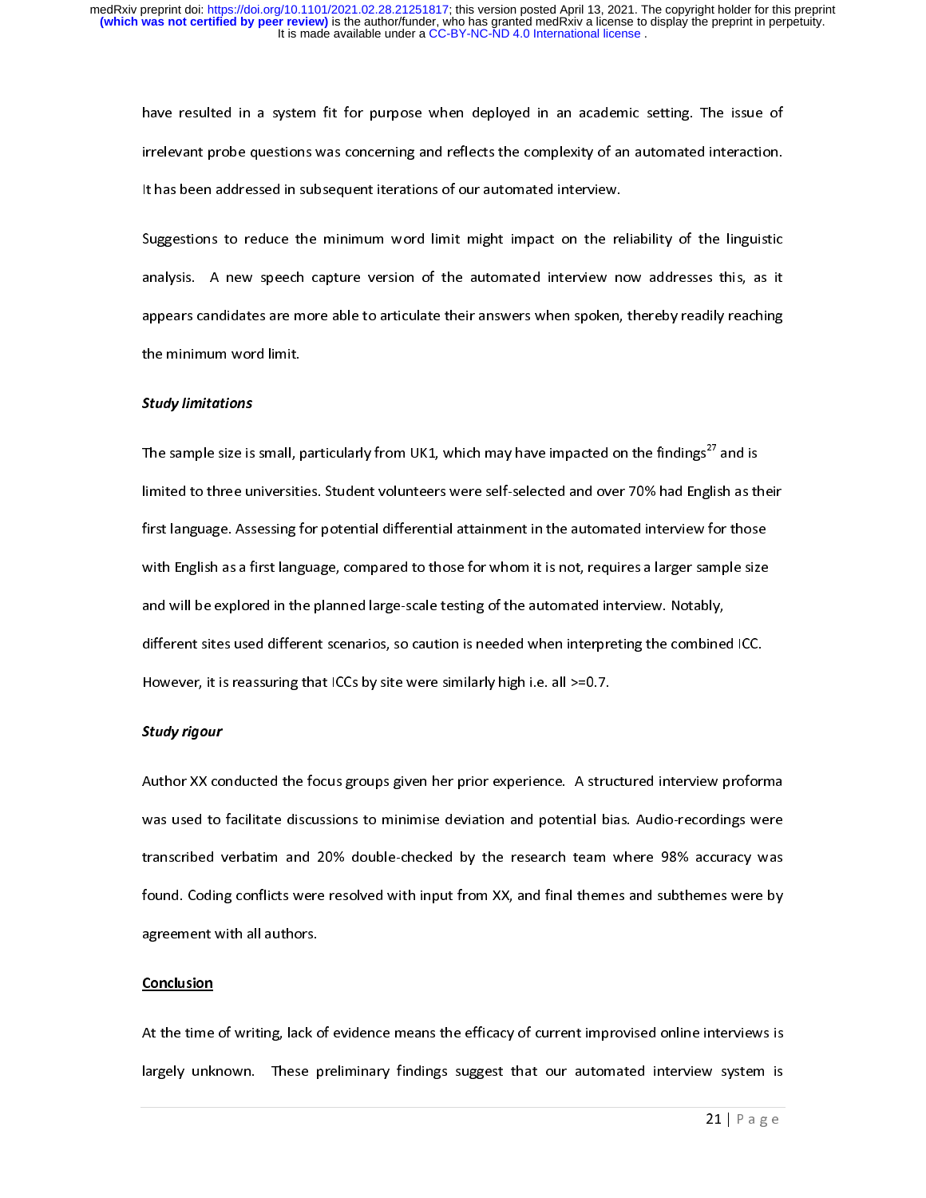have resulted in a system fit for purpose when deployed in an academic setting. The issue of irrelevant probe questions was concerning and reflects the complexity of an automated interaction. It has been addressed in subsequent iterations of our automated interview.

Suggestions to reduce the minimum word limit might impact on the reliability of the linguistic analysis. A new speech capture version of the automated interview now addresses this, as it appears candidates are more able to articulate their answers when spoken, thereby readily reaching the minimum word limit.

***Study limitations***

The sample size is small, particularly from UK1, which may have impacted on the findings[27] and is limited to three universities. Student volunteers were self-selected and over 70% had English as their first language. Assessing for potential differential attainment in the automated interview for those with English as a first language, compared to those for whom it is not, requires a larger sample size and will be explored in the planned large-scale testing of the automated interview. Notably, different sites used different scenarios, so caution is needed when interpreting the combined ICC. However, it is reassuring that ICCs by site were similarly high i.e. all >=0.7.

***Study rigour***

Author XX conducted the focus groups given her prior experience. A structured interview proforma was used to facilitate discussions to minimise deviation and potential bias. Audio-recordings were transcribed verbatim and 20% double-checked by the research team where 98% accuracy was found. Coding conflicts were resolved with input from XX, and final themes and subthemes were by agreement with all authors.

## Conclusion

At the time of writing, lack of evidence means the efficacy of current improvised online interviews is largely unknown. These preliminary findings suggest that our automated interview system is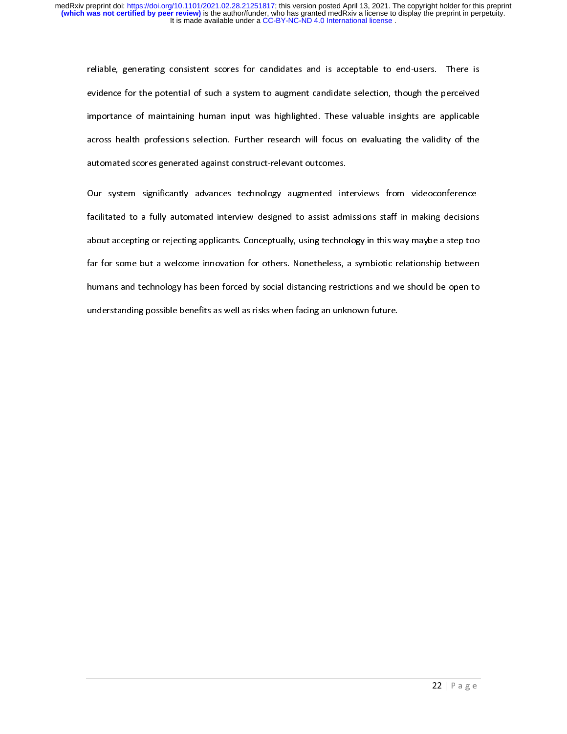reliable, generating consistent scores for candidates and is acceptable to end-users. There is evidence for the potential of such a system to augment candidate selection, though the perceived importance of maintaining human input was highlighted. These valuable insights are applicable across health professions selection. Further research will focus on evaluating the validity of the automated scores generated against construct-relevant outcomes.

Our system significantly advances technology augmented interviews from videoconference-facilitated to a fully automated interview designed to assist admissions staff in making decisions about accepting or rejecting applicants. Conceptually, using technology in this way maybe a step too far for some but a welcome innovation for others. Nonetheless, a symbiotic relationship between humans and technology has been forced by social distancing restrictions and we should be open to understanding possible benefits as well as risks when facing an unknown future.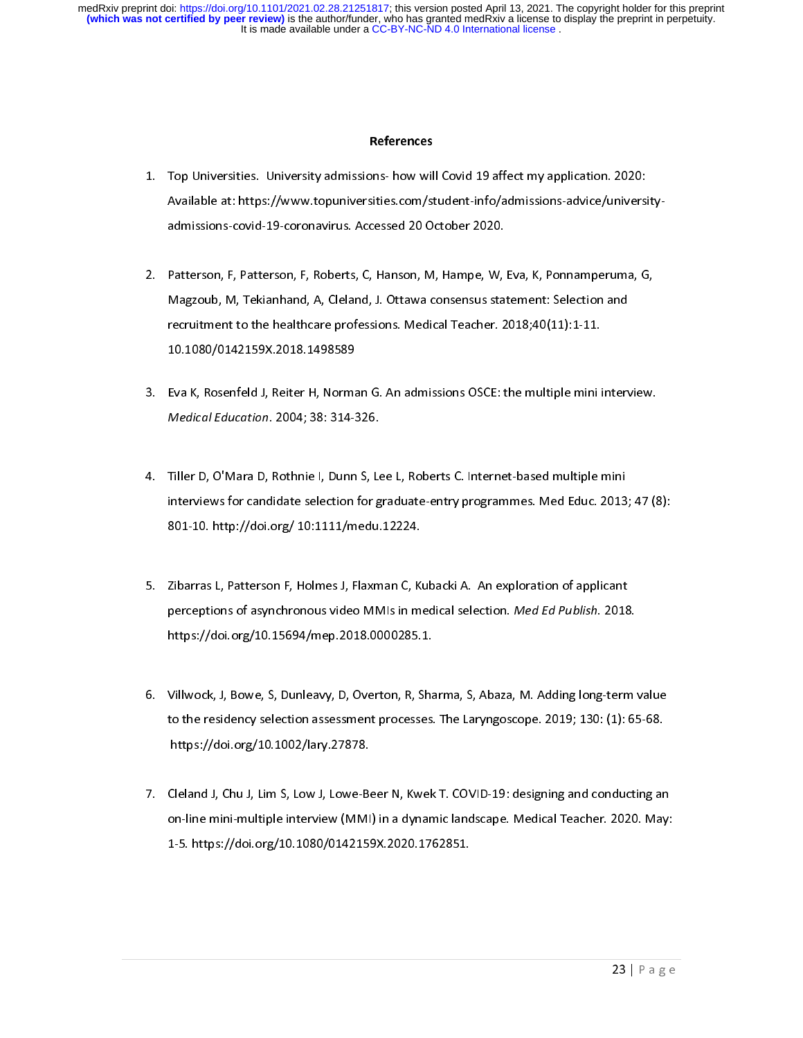# References

1. Top Universities. University admissions- how will Covid 19 affect my application. 2020: Available at: https://www.topuniversities.com/student-info/admissions-advice/university-admissions-covid-19-coronavirus. Accessed 20 October 2020.

2. Patterson, F, Patterson, F, Roberts, C, Hanson, M, Hampe, W, Eva, K, Ponnamperuma, G, Magzoub, M, Tekianhand, A, Cleland, J. Ottawa consensus statement: Selection and recruitment to the healthcare professions. Medical Teacher. 2018;40(11):1-11. 10.1080/0142159X.2018.1498589

3. Eva K, Rosenfeld J, Reiter H, Norman G. An admissions OSCE: the multiple mini interview. *Medical Education*. 2004; 38: 314-326.

4. Tiller D, O'Mara D, Rothnie I, Dunn S, Lee L, Roberts C. Internet-based multiple mini interviews for candidate selection for graduate-entry programmes. Med Educ. 2013; 47 (8): 801-10. http://doi.org/ 10:1111/medu.12224.

5. Zibarras L, Patterson F, Holmes J, Flaxman C, Kubacki A. An exploration of applicant perceptions of asynchronous video MMIs in medical selection. *Med Ed Publish*. 2018. https://doi.org/10.15694/mep.2018.0000285.1.

6. Villwock, J, Bowe, S, Dunleavy, D, Overton, R, Sharma, S, Abaza, M. Adding long-term value to the residency selection assessment processes. The Laryngoscope. 2019; 130: (1): 65-68. https://doi.org/10.1002/lary.27878.

7. Cleland J, Chu J, Lim S, Low J, Lowe-Beer N, Kwek T. COVID-19: designing and conducting an on-line mini-multiple interview (MMI) in a dynamic landscape. Medical Teacher. 2020. May: 1-5. https://doi.org/10.1080/0142159X.2020.1762851.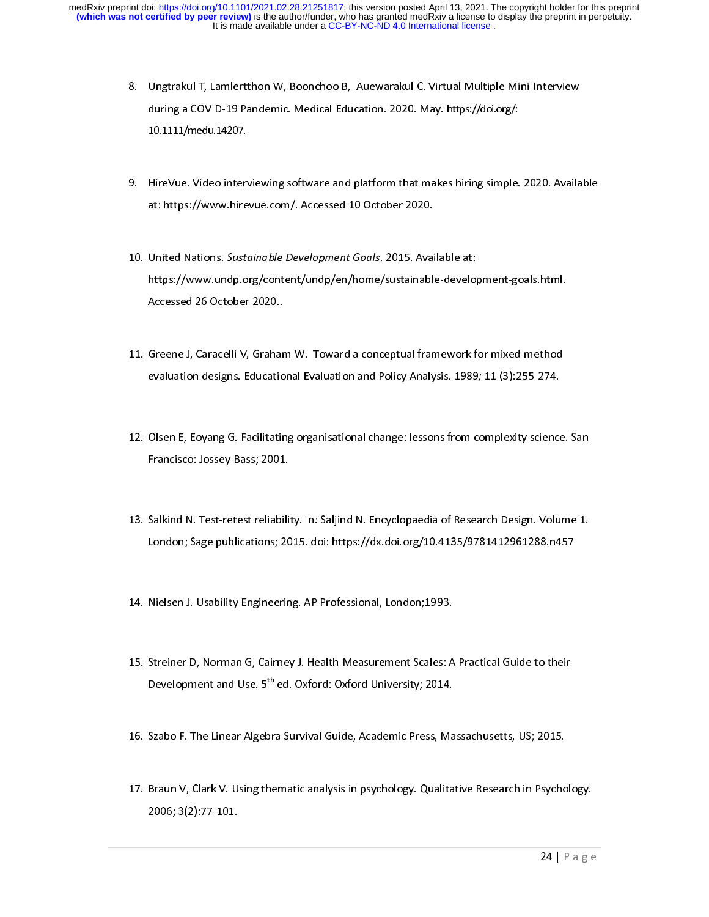8. Ungtrakul T, Lamlertthon W, Boonchoo B, Auewarakul C. Virtual Multiple Mini-Interview during a COVID-19 Pandemic. Medical Education. 2020. May. https://doi.org/: 10.1111/medu.14207.

9. HireVue. Video interviewing software and platform that makes hiring simple. 2020. Available at: https://www.hirevue.com/. Accessed 10 October 2020.

10. United Nations. *Sustainable Development Goals*. 2015. Available at: https://www.undp.org/content/undp/en/home/sustainable-development-goals.html. Accessed 26 October 2020..

11. Greene J, Caracelli V, Graham W. Toward a conceptual framework for mixed-method evaluation designs. Educational Evaluation and Policy Analysis. 1989*;* 11 (3):255-274.

12. Olsen E, Eoyang G. Facilitating organisational change: lessons from complexity science. San Francisco: Jossey-Bass; 2001.

13. Salkind N. Test-retest reliability. In*:* Saljind N. Encyclopaedia of Research Design. Volume 1. London; Sage publications; 2015. doi: https://dx.doi.org/10.4135/9781412961288.n457

14. Nielsen J. Usability Engineering. AP Professional, London;1993.

15. Streiner D, Norman G, Cairney J. Health Measurement Scales: A Practical Guide to their Development and Use. 5th ed. Oxford: Oxford University; 2014.

16. Szabo F. The Linear Algebra Survival Guide, Academic Press, Massachusetts, US; 2015.

17. Braun V, Clark V. Using thematic analysis in psychology. Qualitative Research in Psychology. 2006; 3(2):77-101.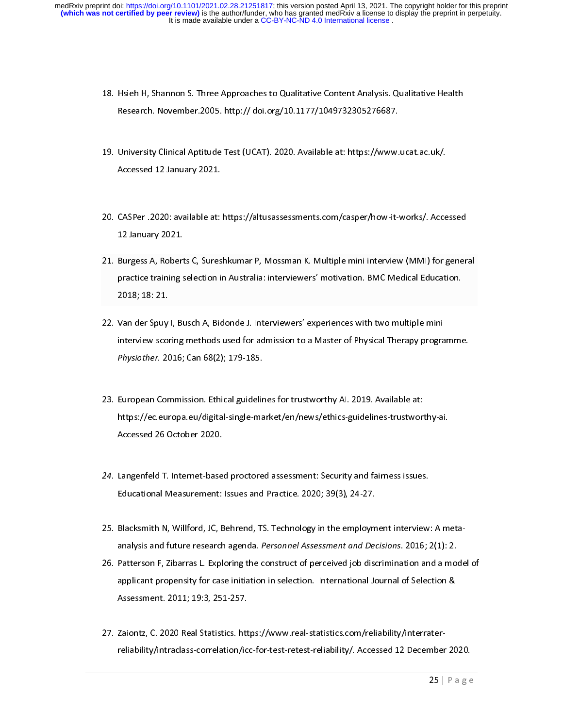18. Hsieh H, Shannon S. Three Approaches to Qualitative Content Analysis. Qualitative Health Research. November.2005. http:// doi.org/10.1177/1049732305276687.

19. University Clinical Aptitude Test (UCAT). 2020. Available at: https://www.ucat.ac.uk/. Accessed 12 January 2021.

20. CASPer .2020: available at: https://altusassessments.com/casper/how-it-works/. Accessed 12 January 2021.

21. Burgess A, Roberts C, Sureshkumar P, Mossman K. Multiple mini interview (MMI) for general practice training selection in Australia: interviewers' motivation. BMC Medical Education. 2018; 18: 21.

22. Van der Spuy I, Busch A, Bidonde J. Interviewers' experiences with two multiple mini interview scoring methods used for admission to a Master of Physical Therapy programme. *Physiother.* 2016; Can 68(2); 179-185.

23. European Commission. Ethical guidelines for trustworthy AI. 2019. Available at: https://ec.europa.eu/digital-single-market/en/news/ethics-guidelines-trustworthy-ai. Accessed 26 October 2020.

24. Langenfeld T. Internet-based proctored assessment: Security and fairness issues. Educational Measurement: Issues and Practice. 2020; 39(3), 24-27.

25. Blacksmith N, Willford, JC, Behrend, TS. Technology in the employment interview: A meta-analysis and future research agenda. *Personnel Assessment and Decisions*. 2016; 2(1): 2.

26. Patterson F, Zibarras L. Exploring the construct of perceived job discrimination and a model of applicant propensity for case initiation in selection. International Journal of Selection & Assessment. 2011; 19:3, 251-257.

27. Zaiontz, C. 2020 Real Statistics. https://www.real-statistics.com/reliability/interrater-reliability/intraclass-correlation/icc-for-test-retest-reliability/. Accessed 12 December 2020.